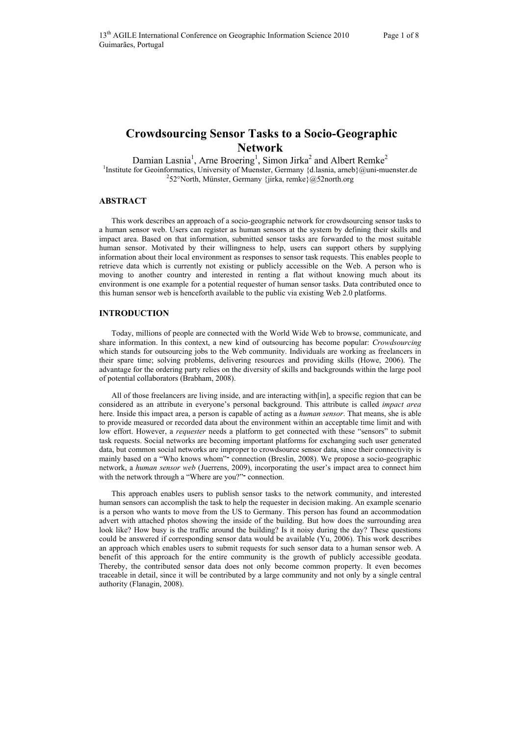# Crowdsourcing Sensor Tasks to a Socio-Geographic Network

Damian Lasnia[1], Arne Broering[1], Simon Jirka[2] and Albert Remke[2]

[1]Institute for Geoinformatics, University of Muenster, Germany {d.lasnia, arneb}@uni-muenster.de

[2]52°North, Münster, Germany {jirka, remke}@52north.org

## ABSTRACT

This work describes an approach of a socio-geographic network for crowdsourcing sensor tasks to a human sensor web. Users can register as human sensors at the system by defining their skills and impact area. Based on that information, submitted sensor tasks are forwarded to the most suitable human sensor. Motivated by their willingness to help, users can support others by supplying information about their local environment as responses to sensor task requests. This enables people to retrieve data which is currently not existing or publicly accessible on the Web. A person who is moving to another country and interested in renting a flat without knowing much about its environment is one example for a potential requester of human sensor tasks. Data contributed once to this human sensor web is henceforth available to the public via existing Web 2.0 platforms.

## INTRODUCTION

Today, millions of people are connected with the World Wide Web to browse, communicate, and share information. In this context, a new kind of outsourcing has become popular: *Crowdsourcing* which stands for outsourcing jobs to the Web community. Individuals are working as freelancers in their spare time; solving problems, delivering resources and providing skills (Howe, 2006). The advantage for the ordering party relies on the diversity of skills and backgrounds within the large pool of potential collaborators (Brabham, 2008).

All of those freelancers are living inside, and are interacting with[in], a specific region that can be considered as an attribute in everyone's personal background. This attribute is called *impact area* here. Inside this impact area, a person is capable of acting as a *human sensor*. That means, she is able to provide measured or recorded data about the environment within an acceptable time limit and with low effort. However, a *requester* needs a platform to get connected with these "sensors" to submit task requests. Social networks are becoming important platforms for exchanging such user generated data, but common social networks are improper to crowdsource sensor data, since their connectivity is mainly based on a "Who knows whom" connection (Breslin, 2008). We propose a socio-geographic network, a *human sensor web* (Juerrens, 2009), incorporating the user's impact area to connect him with the network through a "Where are you?" connection.

This approach enables users to publish sensor tasks to the network community, and interested human sensors can accomplish the task to help the requester in decision making. An example scenario is a person who wants to move from the US to Germany. This person has found an accommodation advert with attached photos showing the inside of the building. But how does the surrounding area look like? How busy is the traffic around the building? Is it noisy during the day? These questions could be answered if corresponding sensor data would be available (Yu, 2006). This work describes an approach which enables users to submit requests for such sensor data to a human sensor web. A benefit of this approach for the entire community is the growth of publicly accessible geodata. Thereby, the contributed sensor data does not only become common property. It even becomes traceable in detail, since it will be contributed by a large community and not only by a single central authority (Flanagin, 2008).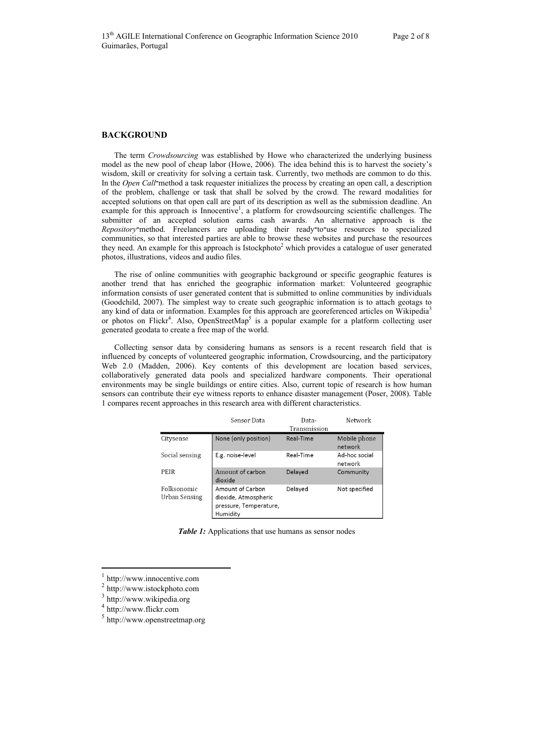## BACKGROUND

The term *Crowdsourcing* was established by Howe who characterized the underlying business model as the new pool of cheap labor (Howe, 2006). The idea behind this is to harvest the society's wisdom, skill or creativity for solving a certain task. Currently, two methods are common to do this. In the *Open Call*-method a task requester initializes the process by creating an open call, a description of the problem, challenge or task that shall be solved by the crowd. The reward modalities for accepted solutions on that open call are part of its description as well as the submission deadline. An example for this approach is Innocentive[1], a platform for crowdsourcing scientific challenges. The submitter of an accepted solution earns cash awards. An alternative approach is the *Repository*-method. Freelancers are uploading their ready-to-use resources to specialized communities, so that interested parties are able to browse these websites and purchase the resources they need. An example for this approach is Istockphoto[2] which provides a catalogue of user generated photos, illustrations, videos and audio files.

The rise of online communities with geographic background or specific geographic features is another trend that has enriched the geographic information market: Volunteered geographic information consists of user generated content that is submitted to online communities by individuals (Goodchild, 2007). The simplest way to create such geographic information is to attach geotags to any kind of data or information. Examples for this approach are georeferenced articles on Wikipedia[3] or photos on Flickr[4]. Also, OpenStreetMap[5] is a popular example for a platform collecting user generated geodata to create a free map of the world.

Collecting sensor data by considering humans as sensors is a recent research field that is influenced by concepts of volunteered geographic information, Crowdsourcing, and the participatory Web 2.0 (Madden, 2006). Key contents of this development are location based services, collaboratively generated data pools and specialized hardware components. Their operational environments may be single buildings or entire cities. Also, current topic of research is how human sensors can contribute their eye witness reports to enhance disaster management (Poser, 2008). Table 1 compares recent approaches in this research area with different characteristics.

| | Sensor Data | Data-Transmission | Network |
|---|---|---|---|
| Citysense | None (only position) | Real-Time | Mobile phone network |
| Social sensing | E.g. noise-level | Real-Time | Ad-hoc social network |
| PEIR | Amount of carbon dioxide | Delayed | Community |
| Folksonomic Urban Sensing | Amount of Carbon dioxide, Atmospheric pressure, Temperature, Humidity | Delayed | Not specified |

***Table 1:*** Applications that use humans as sensor nodes

[1] http://www.innocentive.com
[2] http://www.istockphoto.com
[3] http://www.wikipedia.org
[4] http://www.flickr.com
[5] http://www.openstreetmap.org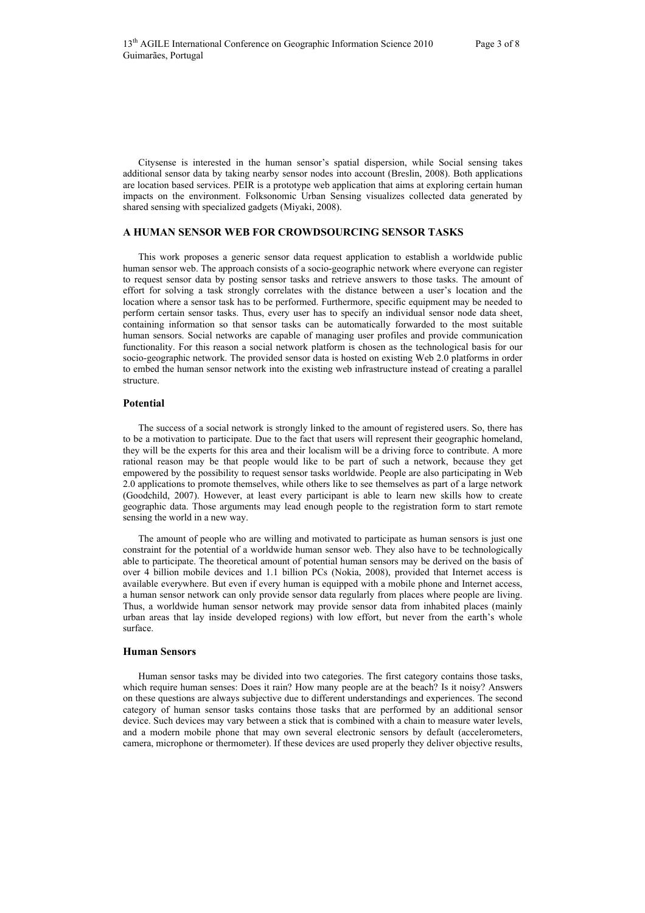Citysense is interested in the human sensor's spatial dispersion, while Social sensing takes additional sensor data by taking nearby sensor nodes into account (Breslin, 2008). Both applications are location based services. PEIR is a prototype web application that aims at exploring certain human impacts on the environment. Folksonomic Urban Sensing visualizes collected data generated by shared sensing with specialized gadgets (Miyaki, 2008).

## A HUMAN SENSOR WEB FOR CROWDSOURCING SENSOR TASKS

This work proposes a generic sensor data request application to establish a worldwide public human sensor web. The approach consists of a socio-geographic network where everyone can register to request sensor data by posting sensor tasks and retrieve answers to those tasks. The amount of effort for solving a task strongly correlates with the distance between a user's location and the location where a sensor task has to be performed. Furthermore, specific equipment may be needed to perform certain sensor tasks. Thus, every user has to specify an individual sensor node data sheet, containing information so that sensor tasks can be automatically forwarded to the most suitable human sensors. Social networks are capable of managing user profiles and provide communication functionality. For this reason a social network platform is chosen as the technological basis for our socio-geographic network. The provided sensor data is hosted on existing Web 2.0 platforms in order to embed the human sensor network into the existing web infrastructure instead of creating a parallel structure.

### Potential

The success of a social network is strongly linked to the amount of registered users. So, there has to be a motivation to participate. Due to the fact that users will represent their geographic homeland, they will be the experts for this area and their localism will be a driving force to contribute. A more rational reason may be that people would like to be part of such a network, because they get empowered by the possibility to request sensor tasks worldwide. People are also participating in Web 2.0 applications to promote themselves, while others like to see themselves as part of a large network (Goodchild, 2007). However, at least every participant is able to learn new skills how to create geographic data. Those arguments may lead enough people to the registration form to start remote sensing the world in a new way.

The amount of people who are willing and motivated to participate as human sensors is just one constraint for the potential of a worldwide human sensor web. They also have to be technologically able to participate. The theoretical amount of potential human sensors may be derived on the basis of over 4 billion mobile devices and 1.1 billion PCs (Nokia, 2008), provided that Internet access is available everywhere. But even if every human is equipped with a mobile phone and Internet access, a human sensor network can only provide sensor data regularly from places where people are living. Thus, a worldwide human sensor network may provide sensor data from inhabited places (mainly urban areas that lay inside developed regions) with low effort, but never from the earth's whole surface.

### Human Sensors

Human sensor tasks may be divided into two categories. The first category contains those tasks, which require human senses: Does it rain? How many people are at the beach? Is it noisy? Answers on these questions are always subjective due to different understandings and experiences. The second category of human sensor tasks contains those tasks that are performed by an additional sensor device. Such devices may vary between a stick that is combined with a chain to measure water levels, and a modern mobile phone that may own several electronic sensors by default (accelerometers, camera, microphone or thermometer). If these devices are used properly they deliver objective results,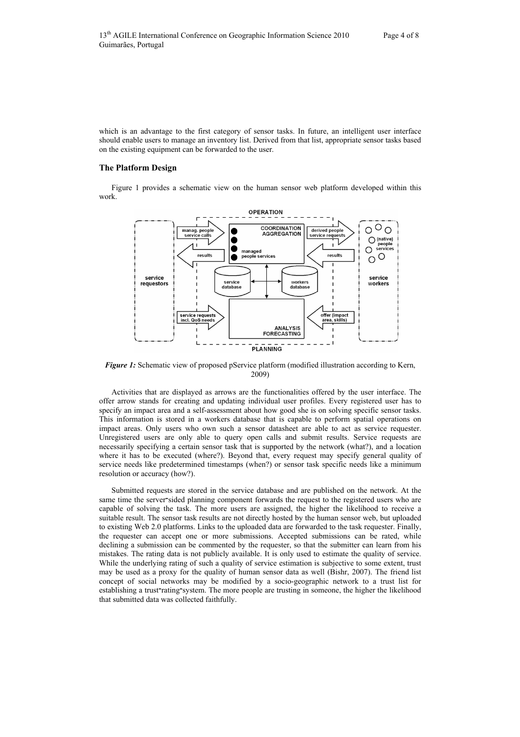which is an advantage to the first category of sensor tasks. In future, an intelligent user interface should enable users to manage an inventory list. Derived from that list, appropriate sensor tasks based on the existing equipment can be forwarded to the user.

## The Platform Design

Figure 1 provides a schematic view on the human sensor web platform developed within this work.

*Figure 1:* Schematic view of proposed pService platform (modified illustration according to Kern, 2009)

Activities that are displayed as arrows are the functionalities offered by the user interface. The offer arrow stands for creating and updating individual user profiles. Every registered user has to specify an impact area and a self-assessment about how good she is on solving specific sensor tasks. This information is stored in a workers database that is capable to perform spatial operations on impact areas. Only users who own such a sensor datasheet are able to act as service requester. Unregistered users are only able to query open calls and submit results. Service requests are necessarily specifying a certain sensor task that is supported by the network (what?), and a location where it has to be executed (where?). Beyond that, every request may specify general quality of service needs like predetermined timestamps (when?) or sensor task specific needs like a minimum resolution or accuracy (how?).

Submitted requests are stored in the service database and are published on the network. At the same time the server-sided planning component forwards the request to the registered users who are capable of solving the task. The more users are assigned, the higher the likelihood to receive a suitable result. The sensor task results are not directly hosted by the human sensor web, but uploaded to existing Web 2.0 platforms. Links to the uploaded data are forwarded to the task requester. Finally, the requester can accept one or more submissions. Accepted submissions can be rated, while declining a submission can be commented by the requester, so that the submitter can learn from his mistakes. The rating data is not publicly available. It is only used to estimate the quality of service. While the underlying rating of such a quality of service estimation is subjective to some extent, trust may be used as a proxy for the quality of human sensor data as well (Bishr, 2007). The friend list concept of social networks may be modified by a socio-geographic network to a trust list for establishing a trust-rating-system. The more people are trusting in someone, the higher the likelihood that submitted data was collected faithfully.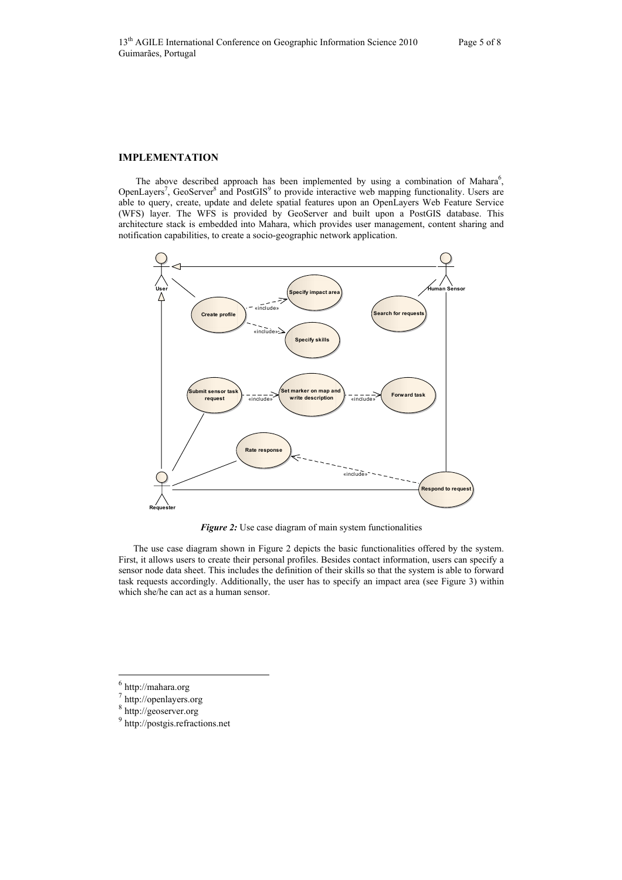## IMPLEMENTATION

The above described approach has been implemented by using a combination of Mahara[6], OpenLayers[7], GeoServer[8] and PostGIS[9] to provide interactive web mapping functionality. Users are able to query, create, update and delete spatial features upon an OpenLayers Web Feature Service (WFS) layer. The WFS is provided by GeoServer and built upon a PostGIS database. This architecture stack is embedded into Mahara, which provides user management, content sharing and notification capabilities, to create a socio-geographic network application.

***Figure 2:*** Use case diagram of main system functionalities

The use case diagram shown in Figure 2 depicts the basic functionalities offered by the system. First, it allows users to create their personal profiles. Besides contact information, users can specify a sensor node data sheet. This includes the definition of their skills so that the system is able to forward task requests accordingly. Additionally, the user has to specify an impact area (see Figure 3) within which she/he can act as a human sensor.

---

[6] http://mahara.org

[7] http://openlayers.org

[8] http://geoserver.org

[9] http://postgis.refractions.net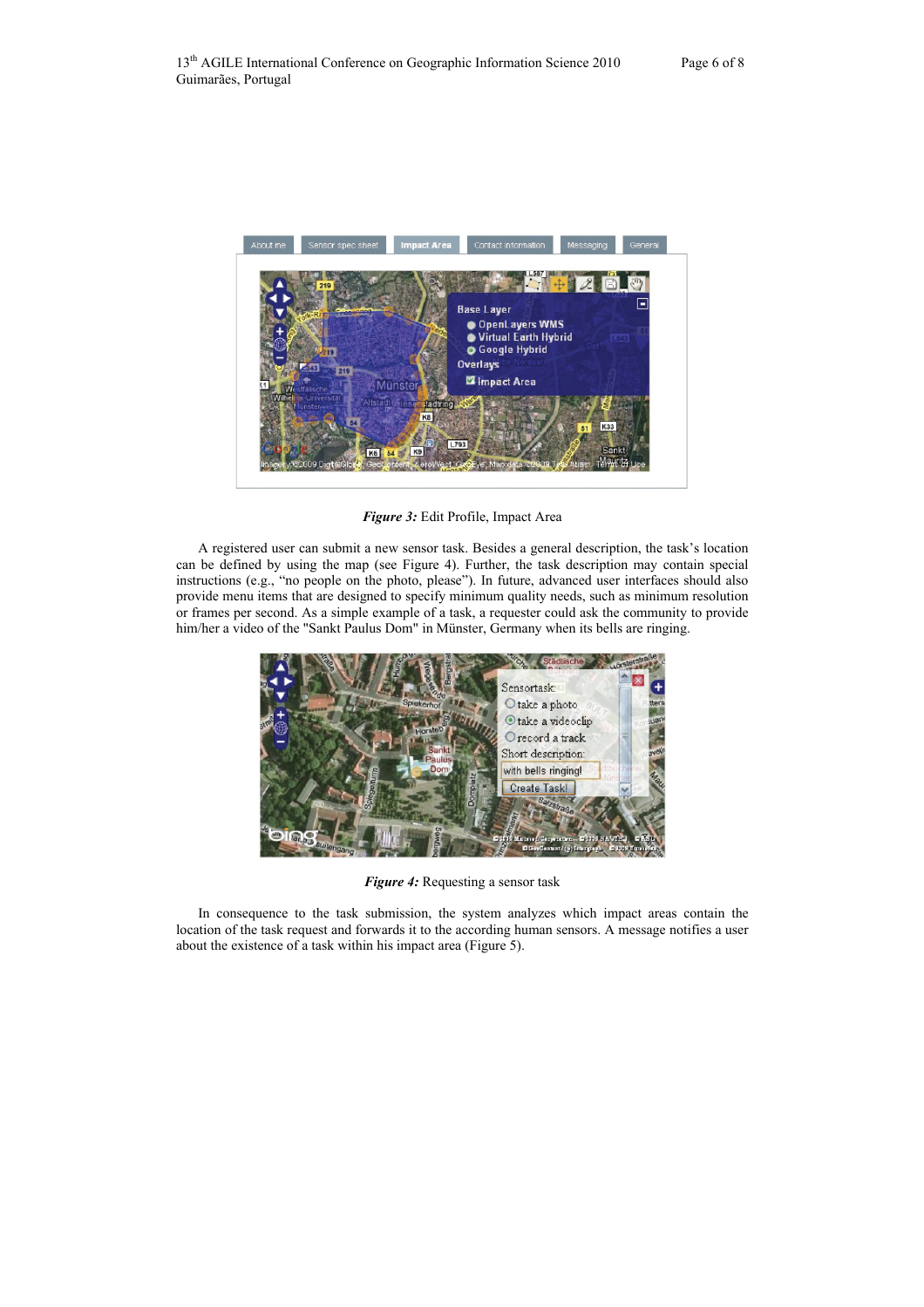***Figure 3:*** Edit Profile, Impact Area

A registered user can submit a new sensor task. Besides a general description, the task's location can be defined by using the map (see Figure 4). Further, the task description may contain special instructions (e.g., "no people on the photo, please"). In future, advanced user interfaces should also provide menu items that are designed to specify minimum quality needs, such as minimum resolution or frames per second. As a simple example of a task, a requester could ask the community to provide him/her a video of the "Sankt Paulus Dom" in Münster, Germany when its bells are ringing.

***Figure 4:*** Requesting a sensor task

In consequence to the task submission, the system analyzes which impact areas contain the location of the task request and forwards it to the according human sensors. A message notifies a user about the existence of a task within his impact area (Figure 5).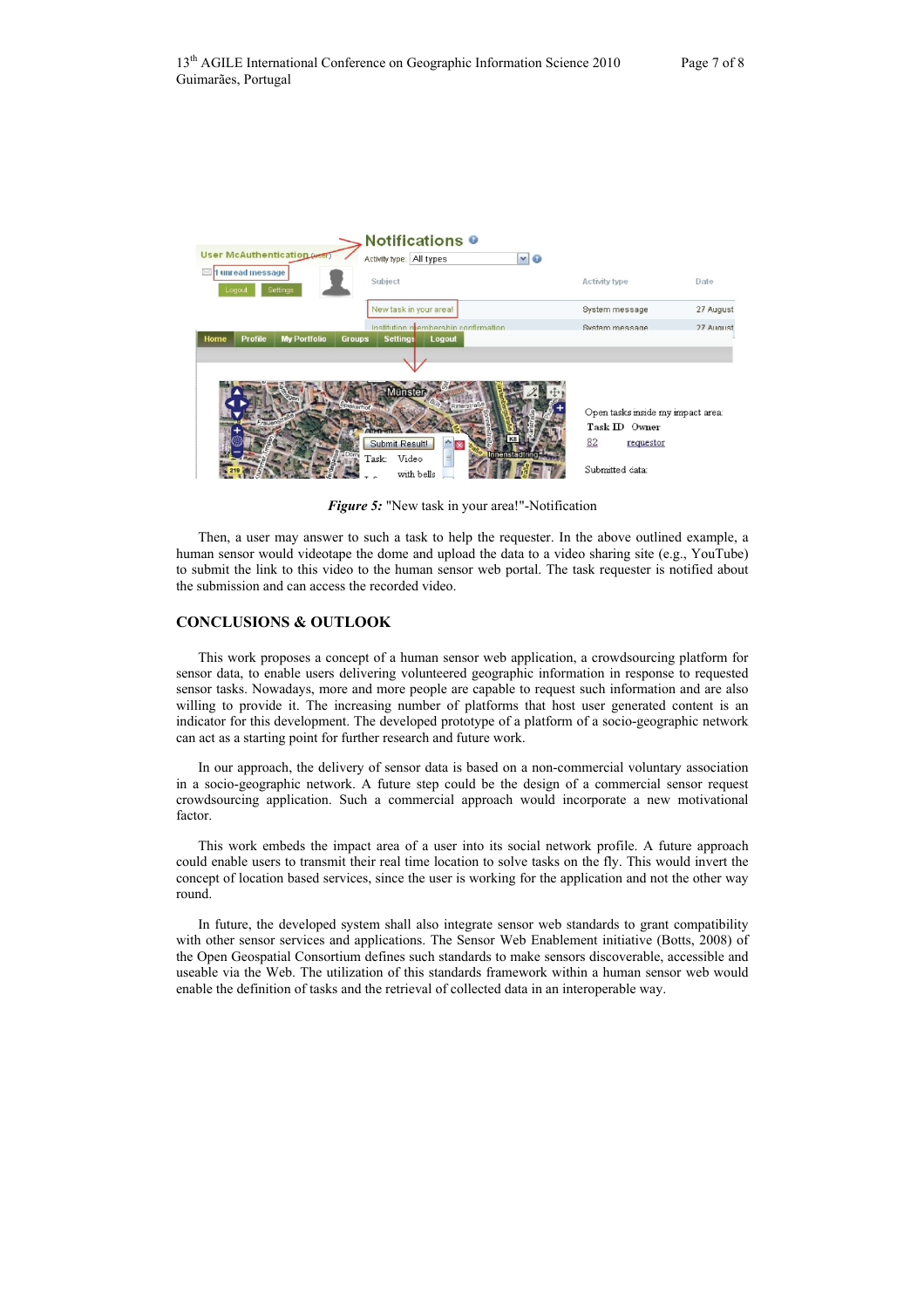*Figure 5:* "New task in your area!"-Notification

Then, a user may answer to such a task to help the requester. In the above outlined example, a human sensor would videotape the dome and upload the data to a video sharing site (e.g., YouTube) to submit the link to this video to the human sensor web portal. The task requester is notified about the submission and can access the recorded video.

## CONCLUSIONS & OUTLOOK

This work proposes a concept of a human sensor web application, a crowdsourcing platform for sensor data, to enable users delivering volunteered geographic information in response to requested sensor tasks. Nowadays, more and more people are capable to request such information and are also willing to provide it. The increasing number of platforms that host user generated content is an indicator for this development. The developed prototype of a platform of a socio-geographic network can act as a starting point for further research and future work.

In our approach, the delivery of sensor data is based on a non-commercial voluntary association in a socio-geographic network. A future step could be the design of a commercial sensor request crowdsourcing application. Such a commercial approach would incorporate a new motivational factor.

This work embeds the impact area of a user into its social network profile. A future approach could enable users to transmit their real time location to solve tasks on the fly. This would invert the concept of location based services, since the user is working for the application and not the other way round.

In future, the developed system shall also integrate sensor web standards to grant compatibility with other sensor services and applications. The Sensor Web Enablement initiative (Botts, 2008) of the Open Geospatial Consortium defines such standards to make sensors discoverable, accessible and useable via the Web. The utilization of this standards framework within a human sensor web would enable the definition of tasks and the retrieval of collected data in an interoperable way.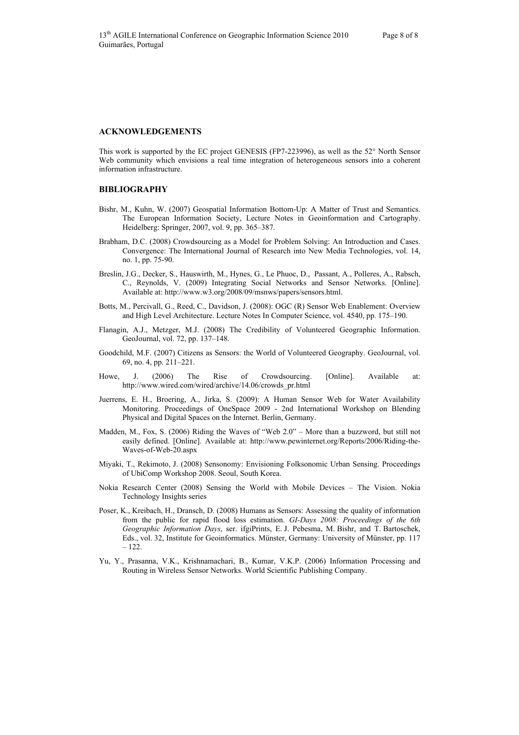## ACKNOWLEDGEMENTS

This work is supported by the EC project GENESIS (FP7-223996), as well as the 52° North Sensor Web community which envisions a real time integration of heterogeneous sensors into a coherent information infrastructure.

## BIBLIOGRAPHY

Bishr, M., Kuhn, W. (2007) Geospatial Information Bottom-Up: A Matter of Trust and Semantics. The European Information Society, Lecture Notes in Geoinformation and Cartography. Heidelberg: Springer, 2007, vol. 9, pp. 365–387.

Brabham, D.C. (2008) Crowdsourcing as a Model for Problem Solving: An Introduction and Cases. Convergence: The International Journal of Research into New Media Technologies, vol. 14, no. 1, pp. 75-90.

Breslin, J.G., Decker, S., Hauswirth, M., Hynes, G., Le Phuoc, D., Passant, A., Polleres, A., Rabsch, C., Reynolds, V. (2009) Integrating Social Networks and Sensor Networks. [Online]. Available at: http://www.w3.org/2008/09/msnws/papers/sensors.html.

Botts, M., Percivall, G., Reed, C., Davidson, J. (2008): OGC (R) Sensor Web Enablement: Overview and High Level Architecture. Lecture Notes In Computer Science, vol. 4540, pp. 175–190.

Flanagin, A.J., Metzger, M.J. (2008) The Credibility of Volunteered Geographic Information. GeoJournal, vol. 72, pp. 137–148.

Goodchild, M.F. (2007) Citizens as Sensors: the World of Volunteered Geography. GeoJournal, vol. 69, no. 4, pp. 211–221.

Howe, J. (2006) The Rise of Crowdsourcing. [Online]. Available at: http://www.wired.com/wired/archive/14.06/crowds_pr.html

Juerrens, E. H., Broering, A., Jirka, S. (2009): A Human Sensor Web for Water Availability Monitoring. Proceedings of OneSpace 2009 - 2nd International Workshop on Blending Physical and Digital Spaces on the Internet. Berlin, Germany.

Madden, M., Fox, S. (2006) Riding the Waves of "Web 2.0" – More than a buzzword, but still not easily defined. [Online]. Available at: http://www.pewinternet.org/Reports/2006/Riding-the-Waves-of-Web-20.aspx

Miyaki, T., Rekimoto, J. (2008) Sensonomy: Envisioning Folksonomic Urban Sensing. Proceedings of UbiComp Workshop 2008. Seoul, South Korea.

Nokia Research Center (2008) Sensing the World with Mobile Devices – The Vision. Nokia Technology Insights series

Poser, K., Kreibach, H., Dransch, D. (2008) Humans as Sensors: Assessing the quality of information from the public for rapid flood loss estimation. *GI-Days 2008: Proceedings of the 6th Geographic Information Days*, ser. ifgiPrints, E. J. Pebesma, M. Bishr, and T. Bartoschek, Eds., vol. 32, Institute for Geoinformatics. Münster, Germany: University of Münster, pp. 117 – 122.

Yu, Y., Prasanna, V.K., Krishnamachari, B., Kumar, V.K.P. (2006) Information Processing and Routing in Wireless Sensor Networks. World Scientific Publishing Company.